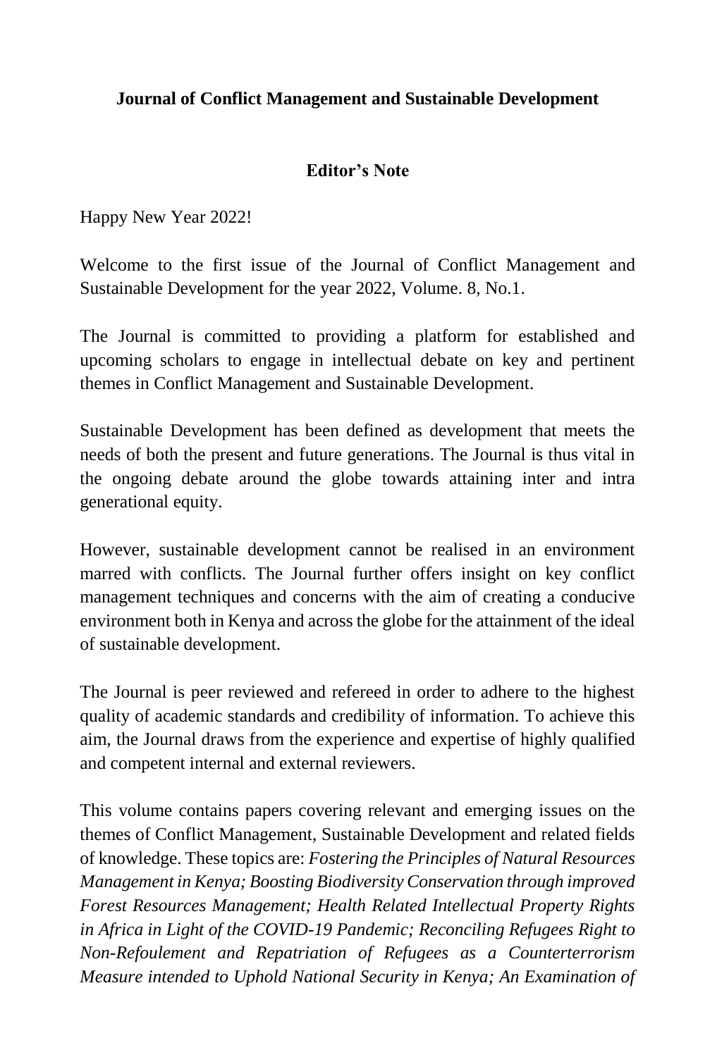**Journal of Conflict Management and Sustainable Development**

**Editor's Note**

Happy New Year 2022!

Welcome to the first issue of the Journal of Conflict Management and Sustainable Development for the year 2022, Volume. 8, No.1.

The Journal is committed to providing a platform for established and upcoming scholars to engage in intellectual debate on key and pertinent themes in Conflict Management and Sustainable Development.

Sustainable Development has been defined as development that meets the needs of both the present and future generations. The Journal is thus vital in the ongoing debate around the globe towards attaining inter and intra generational equity.

However, sustainable development cannot be realised in an environment marred with conflicts. The Journal further offers insight on key conflict management techniques and concerns with the aim of creating a conducive environment both in Kenya and across the globe for the attainment of the ideal of sustainable development.

The Journal is peer reviewed and refereed in order to adhere to the highest quality of academic standards and credibility of information. To achieve this aim, the Journal draws from the experience and expertise of highly qualified and competent internal and external reviewers.

This volume contains papers covering relevant and emerging issues on the themes of Conflict Management, Sustainable Development and related fields of knowledge. These topics are: *Fostering the Principles of Natural Resources Management in Kenya; Boosting Biodiversity Conservation through improved Forest Resources Management; Health Related Intellectual Property Rights in Africa in Light of the COVID-19 Pandemic; Reconciling Refugees Right to Non-Refoulement and Repatriation of Refugees as a Counterterrorism Measure intended to Uphold National Security in Kenya; An Examination of*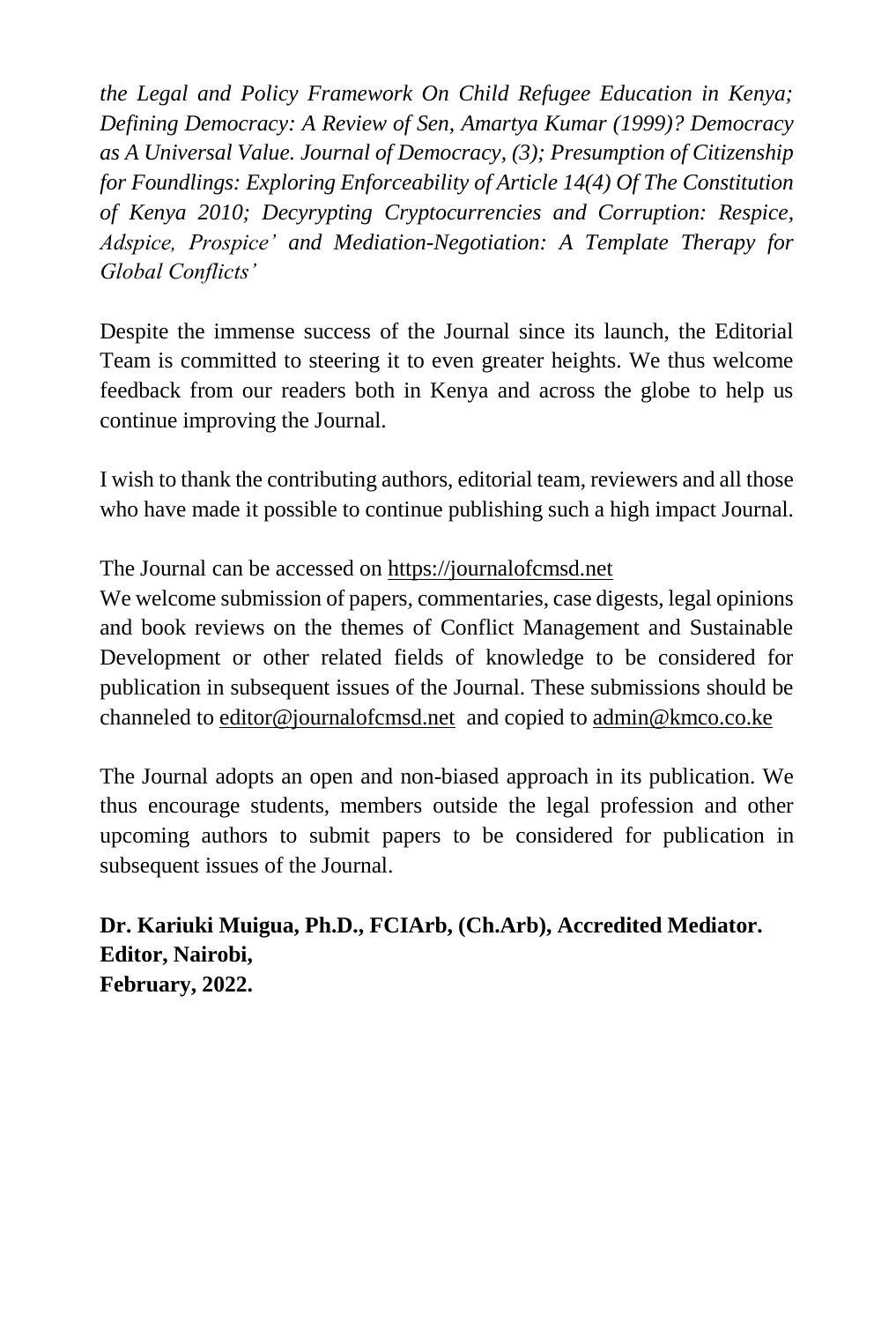*the Legal and Policy Framework On Child Refugee Education in Kenya; Defining Democracy: A Review of Sen, Amartya Kumar (1999)? Democracy as A Universal Value. Journal of Democracy, (3); Presumption of Citizenship for Foundlings: Exploring Enforceability of Article 14(4) Of The Constitution of Kenya 2010; Decyrypting Cryptocurrencies and Corruption: Respice, Adspice, Prospice' and Mediation-Negotiation: A Template Therapy for Global Conflicts'*

Despite the immense success of the Journal since its launch, the Editorial Team is committed to steering it to even greater heights. We thus welcome feedback from our readers both in Kenya and across the globe to help us continue improving the Journal.

I wish to thank the contributing authors, editorial team, reviewers and all those who have made it possible to continue publishing such a high impact Journal.

The Journal can be accessed on https://journalofcmsd.net
We welcome submission of papers, commentaries, case digests, legal opinions and book reviews on the themes of Conflict Management and Sustainable Development or other related fields of knowledge to be considered for publication in subsequent issues of the Journal. These submissions should be channeled to editor@journalofcmsd.net and copied to admin@kmco.co.ke

The Journal adopts an open and non-biased approach in its publication. We thus encourage students, members outside the legal profession and other upcoming authors to submit papers to be considered for publication in subsequent issues of the Journal.

**Dr. Kariuki Muigua, Ph.D., FCIArb, (Ch.Arb), Accredited Mediator.**
**Editor, Nairobi,**
**February, 2022.**